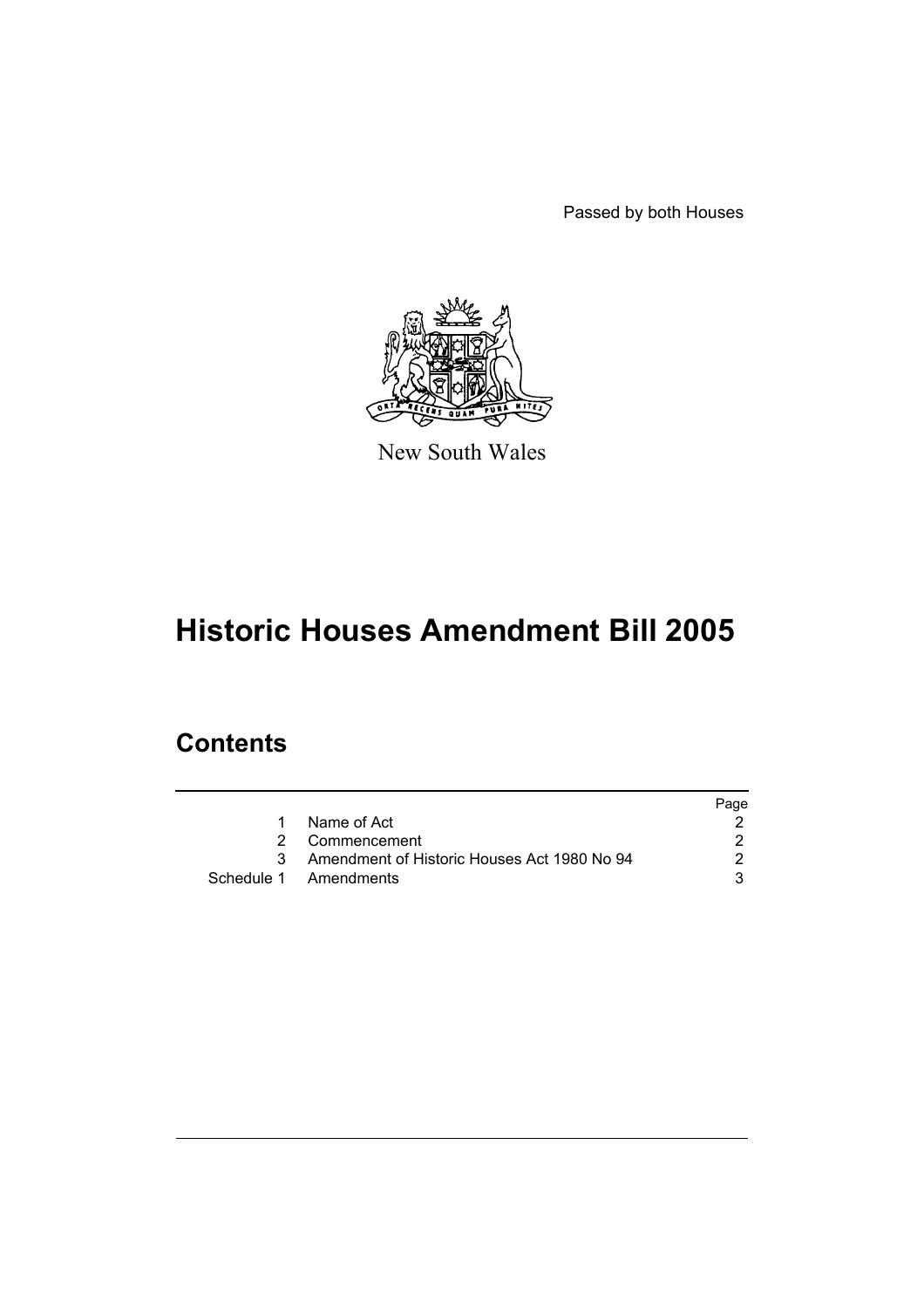Passed by both Houses

New South Wales

# Historic Houses Amendment Bill 2005

## Contents

| | | Page |
|---|---|---|
| 1 | Name of Act | 2 |
| 2 | Commencement | 2 |
| 3 | Amendment of Historic Houses Act 1980 No 94 | 2 |
| Schedule 1 | Amendments | 3 |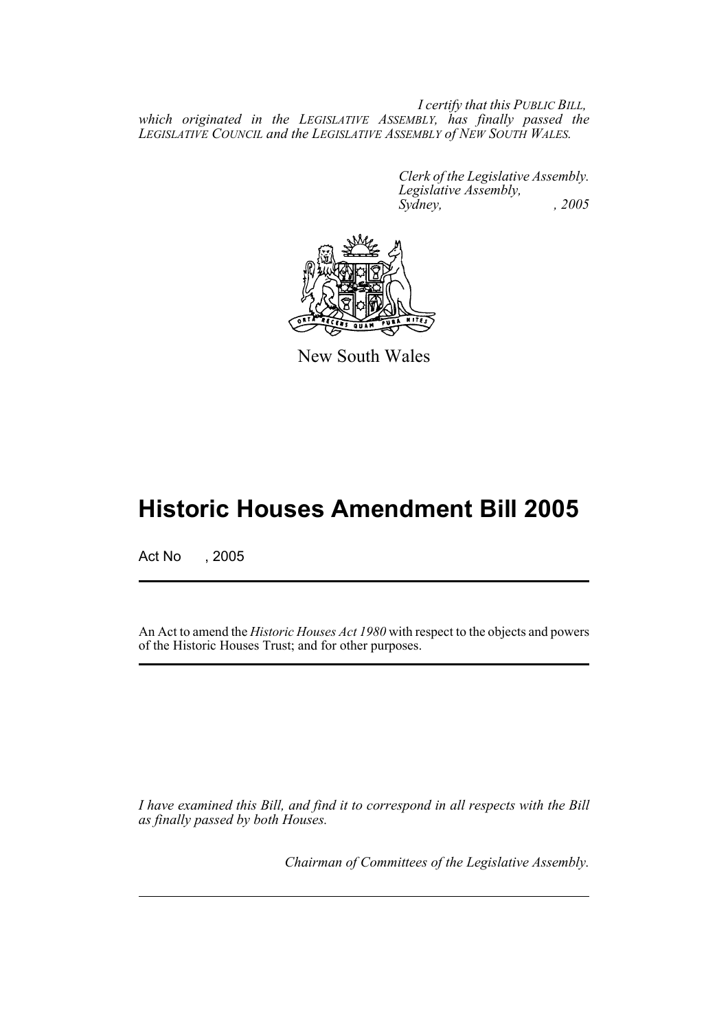*I certify that this PUBLIC BILL, which originated in the LEGISLATIVE ASSEMBLY, has finally passed the LEGISLATIVE COUNCIL and the LEGISLATIVE ASSEMBLY of NEW SOUTH WALES.*

*Clerk of the Legislative Assembly.*
*Legislative Assembly,*
*Sydney, , 2005*

New South Wales

# Historic Houses Amendment Bill 2005

Act No , 2005

An Act to amend the *Historic Houses Act 1980* with respect to the objects and powers of the Historic Houses Trust; and for other purposes.

*I have examined this Bill, and find it to correspond in all respects with the Bill as finally passed by both Houses.*

*Chairman of Committees of the Legislative Assembly.*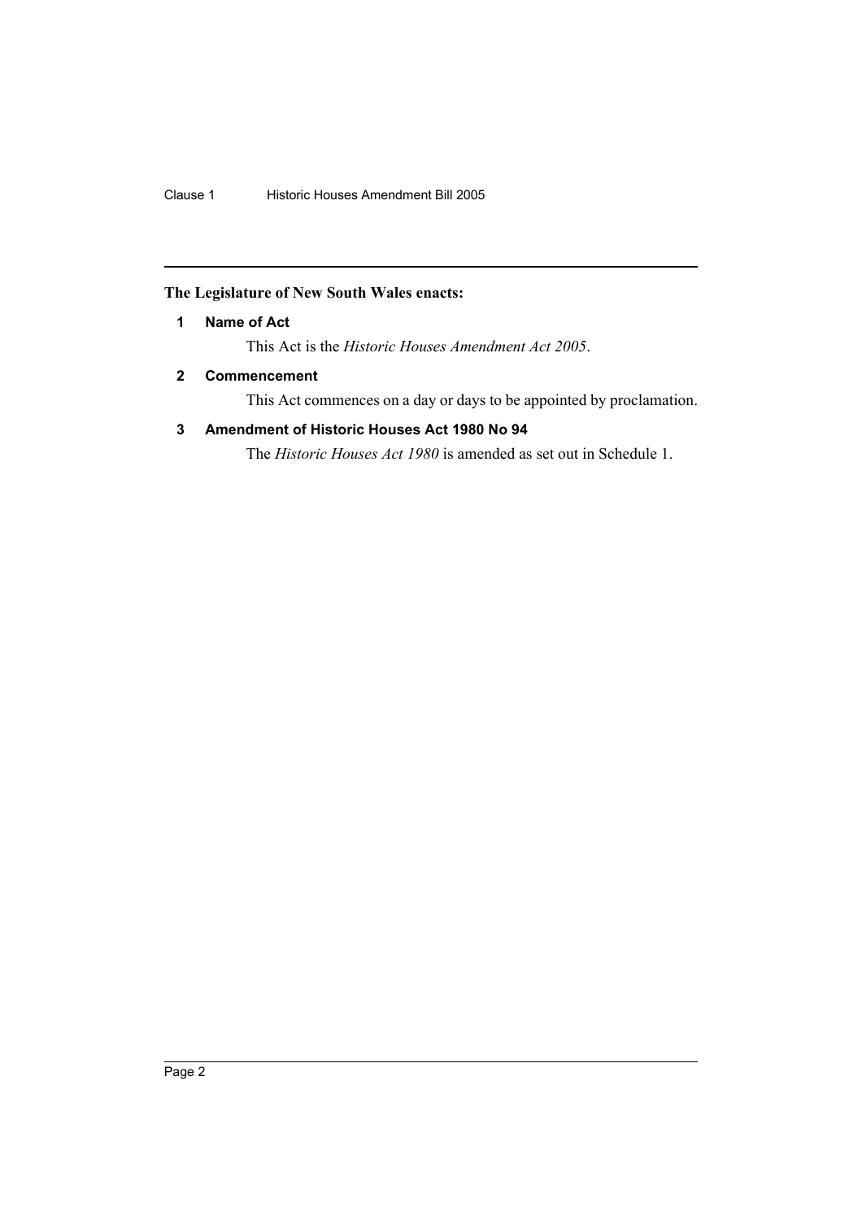**The Legislature of New South Wales enacts:**

### 1 Name of Act

This Act is the *Historic Houses Amendment Act 2005*.

### 2 Commencement

This Act commences on a day or days to be appointed by proclamation.

### 3 Amendment of Historic Houses Act 1980 No 94

The *Historic Houses Act 1980* is amended as set out in Schedule 1.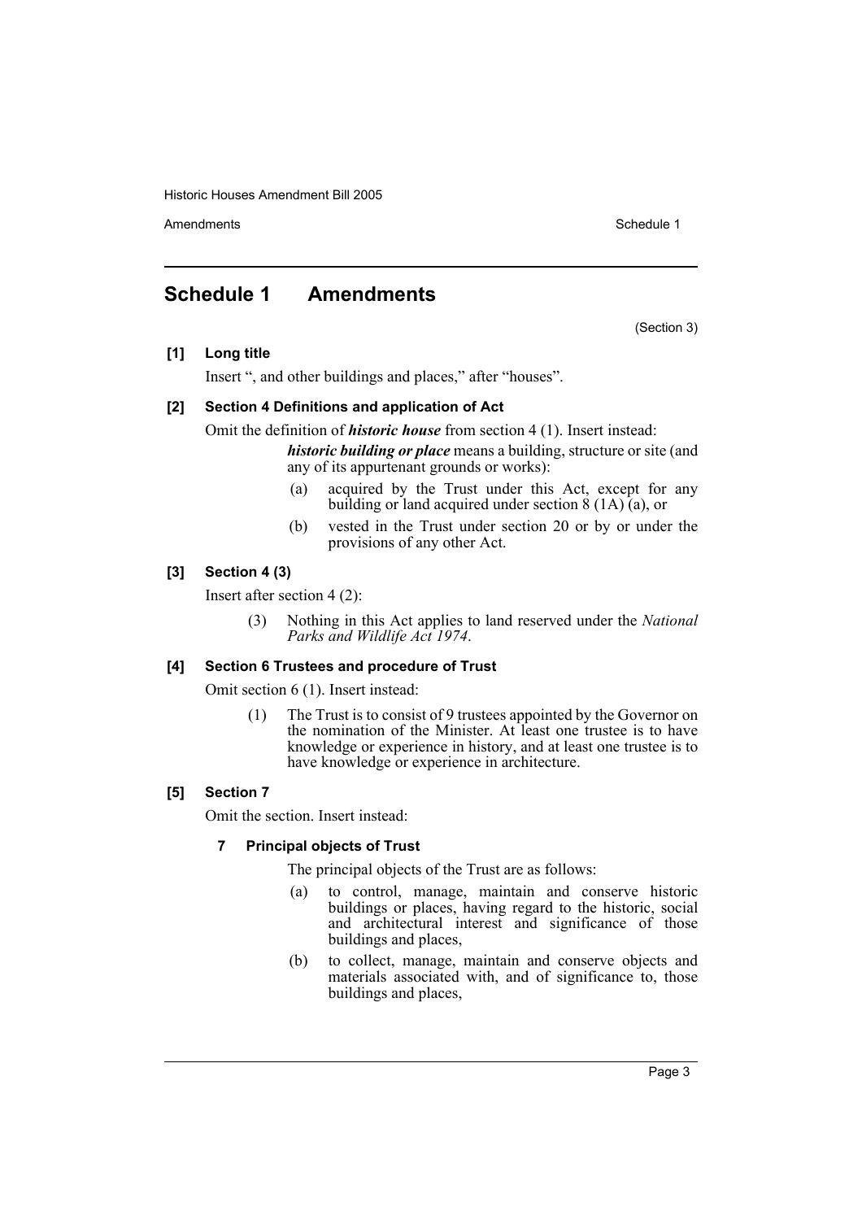## Schedule 1 Amendments

(Section 3)

**[1] Long title**

Insert ", and other buildings and places," after "houses".

**[2] Section 4 Definitions and application of Act**

Omit the definition of ***historic house*** from section 4 (1). Insert instead:

> ***historic building or place*** means a building, structure or site (and any of its appurtenant grounds or works):
>
> (a) acquired by the Trust under this Act, except for any building or land acquired under section 8 (1A) (a), or
>
> (b) vested in the Trust under section 20 or by or under the provisions of any other Act.

**[3] Section 4 (3)**

Insert after section 4 (2):

> (3) Nothing in this Act applies to land reserved under the *National Parks and Wildlife Act 1974*.

**[4] Section 6 Trustees and procedure of Trust**

Omit section 6 (1). Insert instead:

> (1) The Trust is to consist of 9 trustees appointed by the Governor on the nomination of the Minister. At least one trustee is to have knowledge or experience in history, and at least one trustee is to have knowledge or experience in architecture.

**[5] Section 7**

Omit the section. Insert instead:

> **7 Principal objects of Trust**
>
> The principal objects of the Trust are as follows:
>
> (a) to control, manage, maintain and conserve historic buildings or places, having regard to the historic, social and architectural interest and significance of those buildings and places,
>
> (b) to collect, manage, maintain and conserve objects and materials associated with, and of significance to, those buildings and places,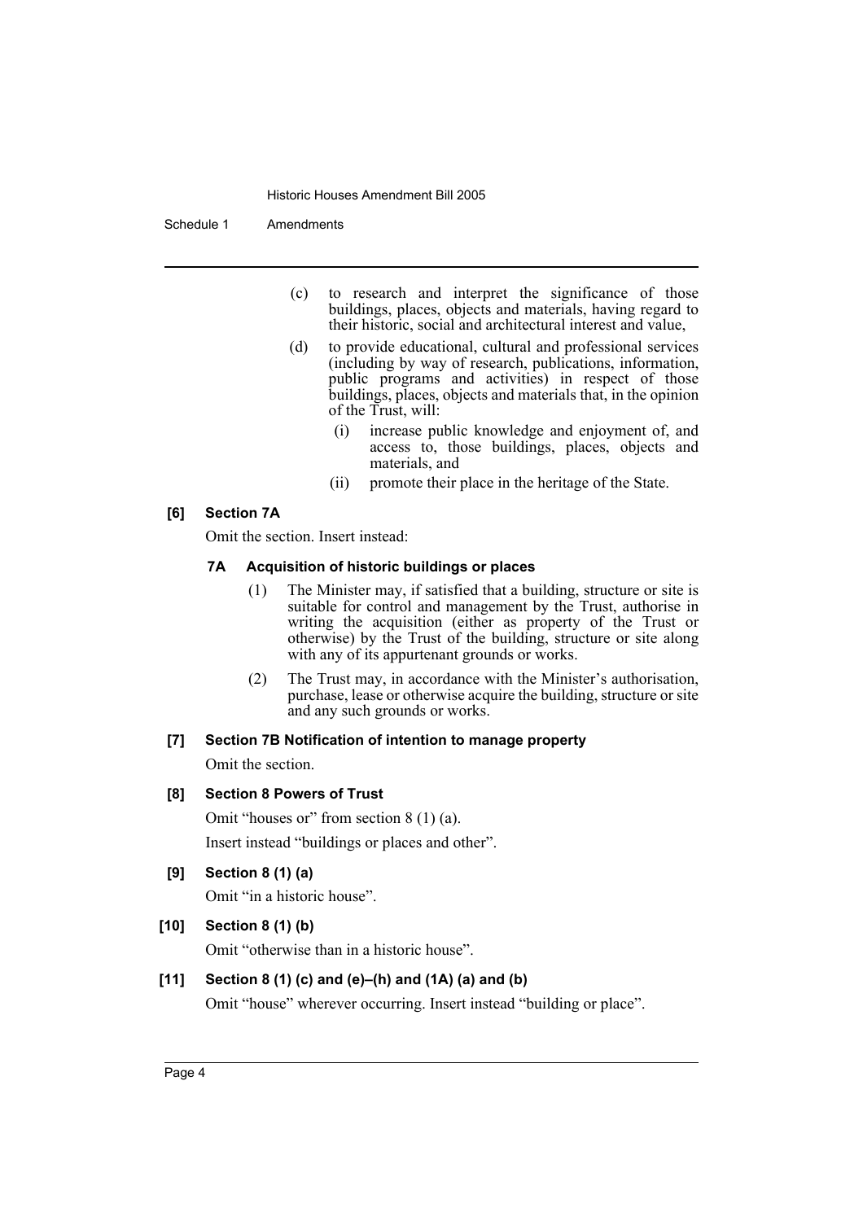(c) to research and interpret the significance of those buildings, places, objects and materials, having regard to their historic, social and architectural interest and value,

(d) to provide educational, cultural and professional services (including by way of research, publications, information, public programs and activities) in respect of those buildings, places, objects and materials that, in the opinion of the Trust, will:

  (i) increase public knowledge and enjoyment of, and access to, those buildings, places, objects and materials, and

  (ii) promote their place in the heritage of the State.

**[6] Section 7A**

Omit the section. Insert instead:

**7A Acquisition of historic buildings or places**

(1) The Minister may, if satisfied that a building, structure or site is suitable for control and management by the Trust, authorise in writing the acquisition (either as property of the Trust or otherwise) by the Trust of the building, structure or site along with any of its appurtenant grounds or works.

(2) The Trust may, in accordance with the Minister's authorisation, purchase, lease or otherwise acquire the building, structure or site and any such grounds or works.

**[7] Section 7B Notification of intention to manage property**

Omit the section.

**[8] Section 8 Powers of Trust**

Omit "houses or" from section 8 (1) (a).

Insert instead "buildings or places and other".

**[9] Section 8 (1) (a)**

Omit "in a historic house".

**[10] Section 8 (1) (b)**

Omit "otherwise than in a historic house".

**[11] Section 8 (1) (c) and (e)–(h) and (1A) (a) and (b)**

Omit "house" wherever occurring. Insert instead "building or place".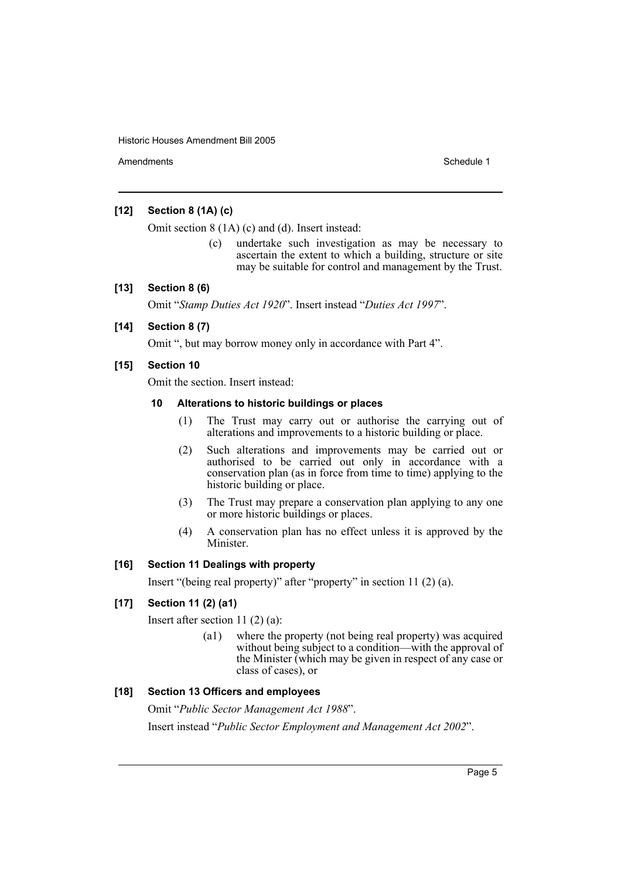### [12] Section 8 (1A) (c)

Omit section 8 (1A) (c) and (d). Insert instead:

> (c) undertake such investigation as may be necessary to ascertain the extent to which a building, structure or site may be suitable for control and management by the Trust.

### [13] Section 8 (6)

Omit "*Stamp Duties Act 1920*". Insert instead "*Duties Act 1997*".

### [14] Section 8 (7)

Omit ", but may borrow money only in accordance with Part 4".

### [15] Section 10

Omit the section. Insert instead:

#### 10 Alterations to historic buildings or places

(1) The Trust may carry out or authorise the carrying out of alterations and improvements to a historic building or place.

(2) Such alterations and improvements may be carried out or authorised to be carried out only in accordance with a conservation plan (as in force from time to time) applying to the historic building or place.

(3) The Trust may prepare a conservation plan applying to any one or more historic buildings or places.

(4) A conservation plan has no effect unless it is approved by the Minister.

### [16] Section 11 Dealings with property

Insert "(being real property)" after "property" in section 11 (2) (a).

### [17] Section 11 (2) (a1)

Insert after section 11 (2) (a):

> (a1) where the property (not being real property) was acquired without being subject to a condition—with the approval of the Minister (which may be given in respect of any case or class of cases), or

### [18] Section 13 Officers and employees

Omit "*Public Sector Management Act 1988*".

Insert instead "*Public Sector Employment and Management Act 2002*".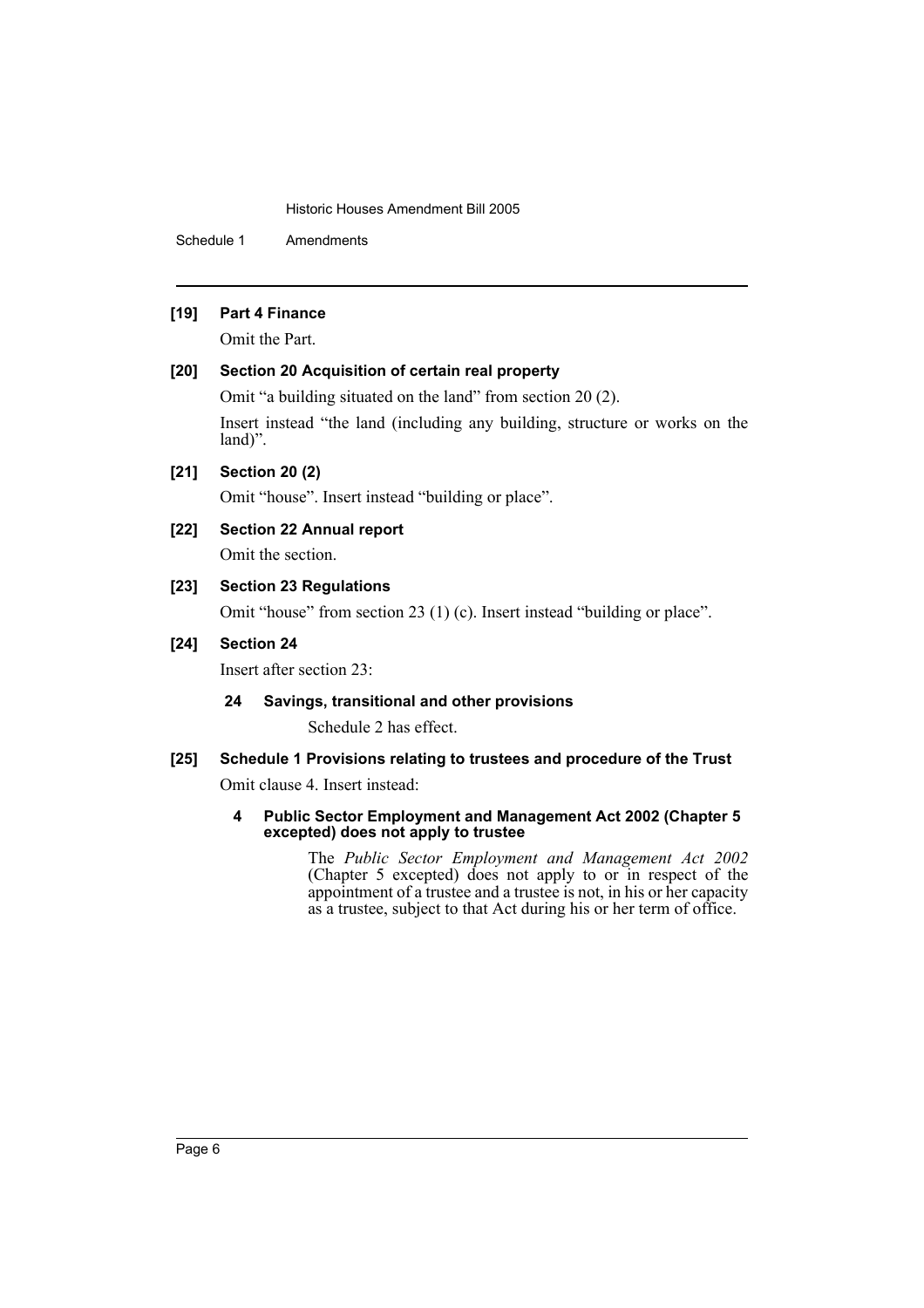**[19] Part 4 Finance**

Omit the Part.

**[20] Section 20 Acquisition of certain real property**

Omit "a building situated on the land" from section 20 (2).

Insert instead "the land (including any building, structure or works on the land)".

**[21] Section 20 (2)**

Omit "house". Insert instead "building or place".

**[22] Section 22 Annual report**

Omit the section.

**[23] Section 23 Regulations**

Omit "house" from section 23 (1) (c). Insert instead "building or place".

**[24] Section 24**

Insert after section 23:

**24 Savings, transitional and other provisions**

Schedule 2 has effect.

**[25] Schedule 1 Provisions relating to trustees and procedure of the Trust**

Omit clause 4. Insert instead:

**4 Public Sector Employment and Management Act 2002 (Chapter 5 excepted) does not apply to trustee**

The *Public Sector Employment and Management Act 2002* (Chapter 5 excepted) does not apply to or in respect of the appointment of a trustee and a trustee is not, in his or her capacity as a trustee, subject to that Act during his or her term of office.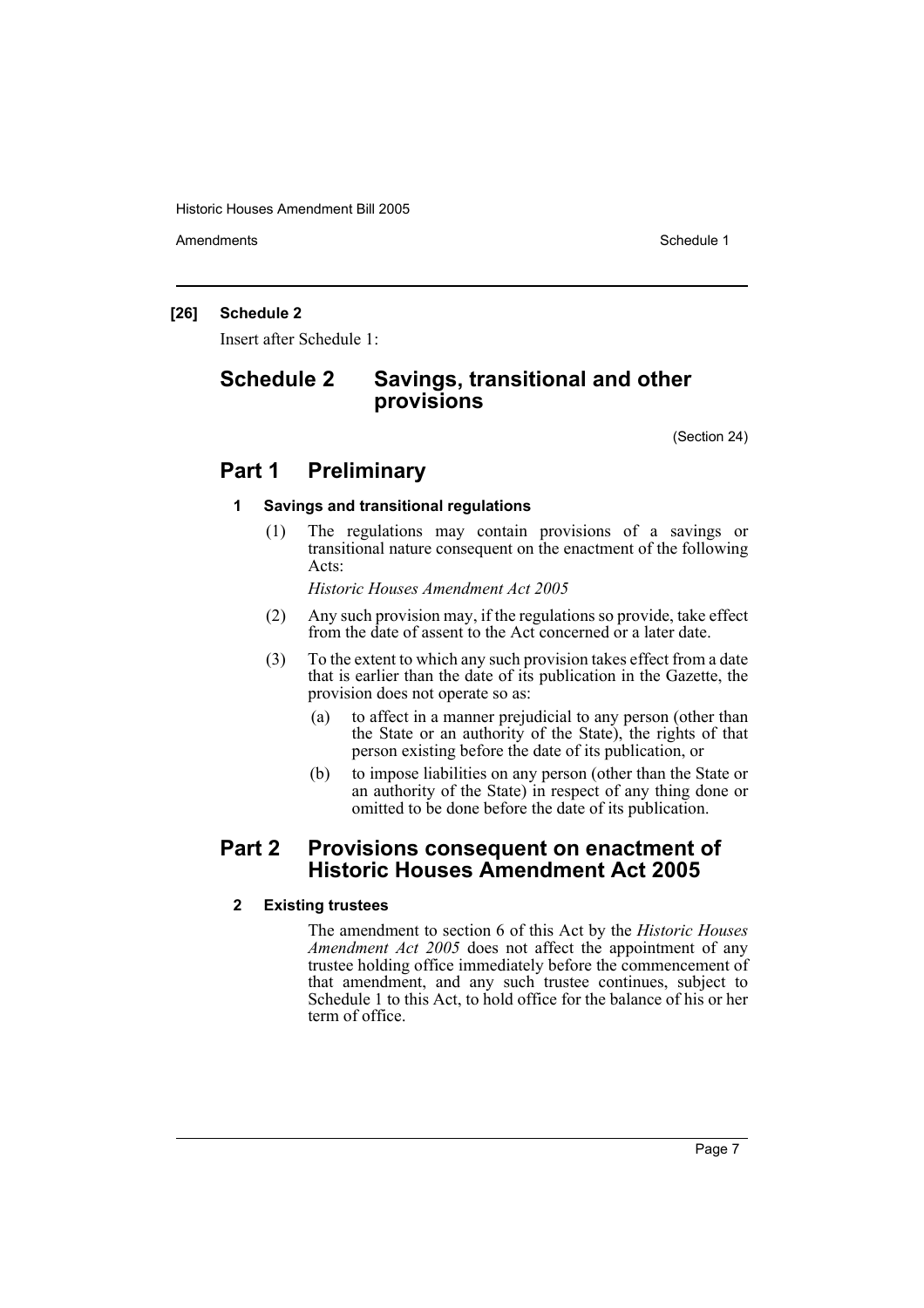**[26] Schedule 2**

Insert after Schedule 1:

# Schedule 2 Savings, transitional and other provisions

(Section 24)

## Part 1 Preliminary

### 1 Savings and transitional regulations

(1) The regulations may contain provisions of a savings or transitional nature consequent on the enactment of the following Acts:

*Historic Houses Amendment Act 2005*

(2) Any such provision may, if the regulations so provide, take effect from the date of assent to the Act concerned or a later date.

(3) To the extent to which any such provision takes effect from a date that is earlier than the date of its publication in the Gazette, the provision does not operate so as:

(a) to affect in a manner prejudicial to any person (other than the State or an authority of the State), the rights of that person existing before the date of its publication, or

(b) to impose liabilities on any person (other than the State or an authority of the State) in respect of any thing done or omitted to be done before the date of its publication.

## Part 2 Provisions consequent on enactment of Historic Houses Amendment Act 2005

### 2 Existing trustees

The amendment to section 6 of this Act by the *Historic Houses Amendment Act 2005* does not affect the appointment of any trustee holding office immediately before the commencement of that amendment, and any such trustee continues, subject to Schedule 1 to this Act, to hold office for the balance of his or her term of office.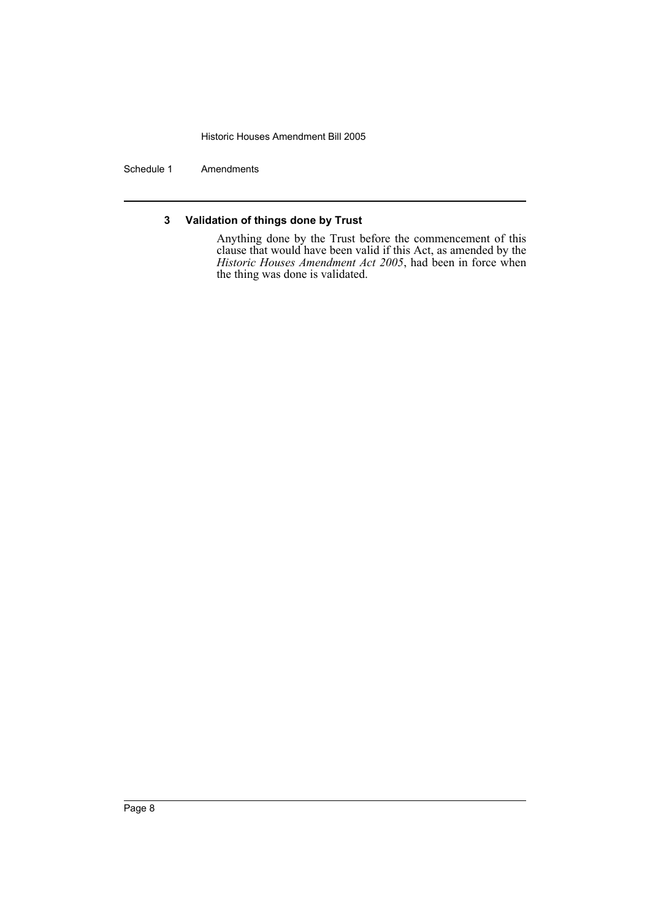### 3 Validation of things done by Trust

Anything done by the Trust before the commencement of this clause that would have been valid if this Act, as amended by the *Historic Houses Amendment Act 2005*, had been in force when the thing was done is validated.